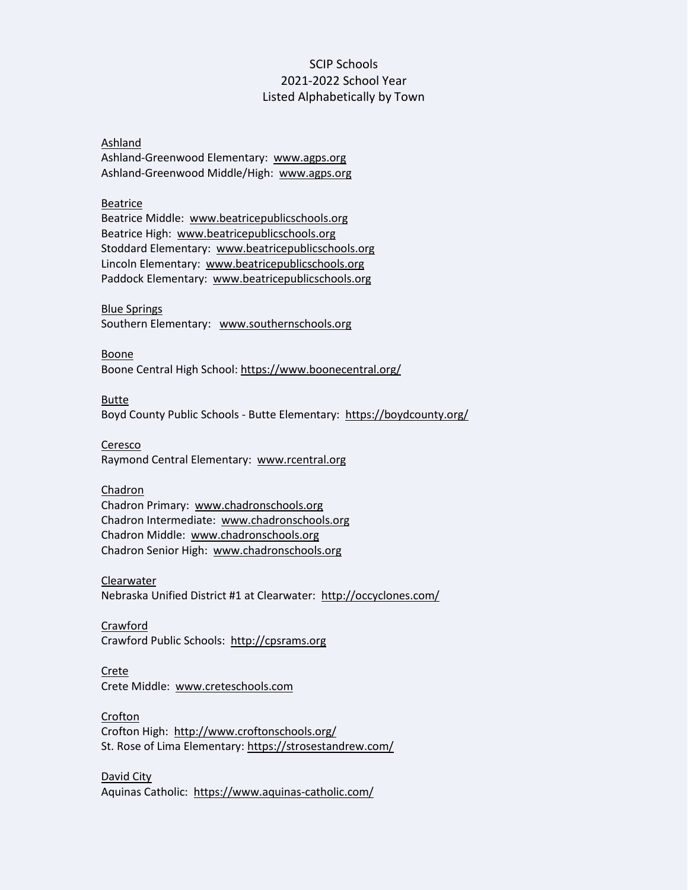# SCIP Schools
## 2021-2022 School Year
### Listed Alphabetically by Town

Ashland

Ashland-Greenwood Elementary: www.agps.org
Ashland-Greenwood Middle/High: www.agps.org

Beatrice

Beatrice Middle: www.beatricepublicschools.org
Beatrice High: www.beatricepublicschools.org
Stoddard Elementary: www.beatricepublicschools.org
Lincoln Elementary: www.beatricepublicschools.org
Paddock Elementary: www.beatricepublicschools.org

Blue Springs

Southern Elementary: www.southernschools.org

Boone

Boone Central High School: https://www.boonecentral.org/

Butte

Boyd County Public Schools - Butte Elementary: https://boydcounty.org/

Ceresco

Raymond Central Elementary: www.rcentral.org

Chadron

Chadron Primary: www.chadronschools.org
Chadron Intermediate: www.chadronschools.org
Chadron Middle: www.chadronschools.org
Chadron Senior High: www.chadronschools.org

Clearwater

Nebraska Unified District #1 at Clearwater: http://occyclones.com/

Crawford

Crawford Public Schools: http://cpsrams.org

Crete

Crete Middle: www.creteschools.com

Crofton

Crofton High: http://www.croftonschools.org/
St. Rose of Lima Elementary: https://strosestandrew.com/

David City

Aquinas Catholic: https://www.aquinas-catholic.com/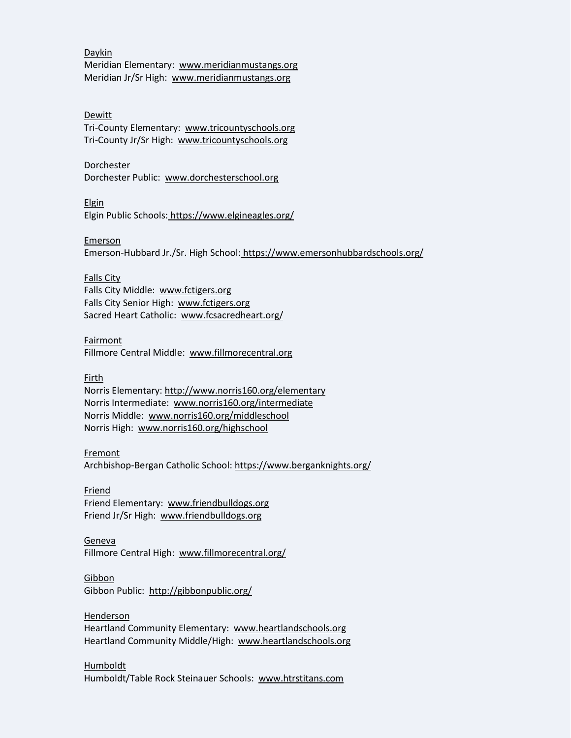Daykin
Meridian Elementary: www.meridianmustangs.org
Meridian Jr/Sr High: www.meridianmustangs.org

Dewitt
Tri-County Elementary: www.tricountyschools.org
Tri-County Jr/Sr High: www.tricountyschools.org

Dorchester
Dorchester Public: www.dorchesterschool.org

Elgin
Elgin Public Schools: https://www.elgineagles.org/

Emerson
Emerson-Hubbard Jr./Sr. High School: https://www.emersonhubbardschools.org/

Falls City
Falls City Middle: www.fctigers.org
Falls City Senior High: www.fctigers.org
Sacred Heart Catholic: www.fcsacredheart.org/

Fairmont
Fillmore Central Middle: www.fillmorecentral.org

Firth
Norris Elementary: http://www.norris160.org/elementary
Norris Intermediate: www.norris160.org/intermediate
Norris Middle: www.norris160.org/middleschool
Norris High: www.norris160.org/highschool

Fremont
Archbishop-Bergan Catholic School: https://www.berganknights.org/

Friend
Friend Elementary: www.friendbulldogs.org
Friend Jr/Sr High: www.friendbulldogs.org

Geneva
Fillmore Central High: www.fillmorecentral.org/

Gibbon
Gibbon Public: http://gibbonpublic.org/

Henderson
Heartland Community Elementary: www.heartlandschools.org
Heartland Community Middle/High: www.heartlandschools.org

Humboldt
Humboldt/Table Rock Steinauer Schools: www.htrstitans.com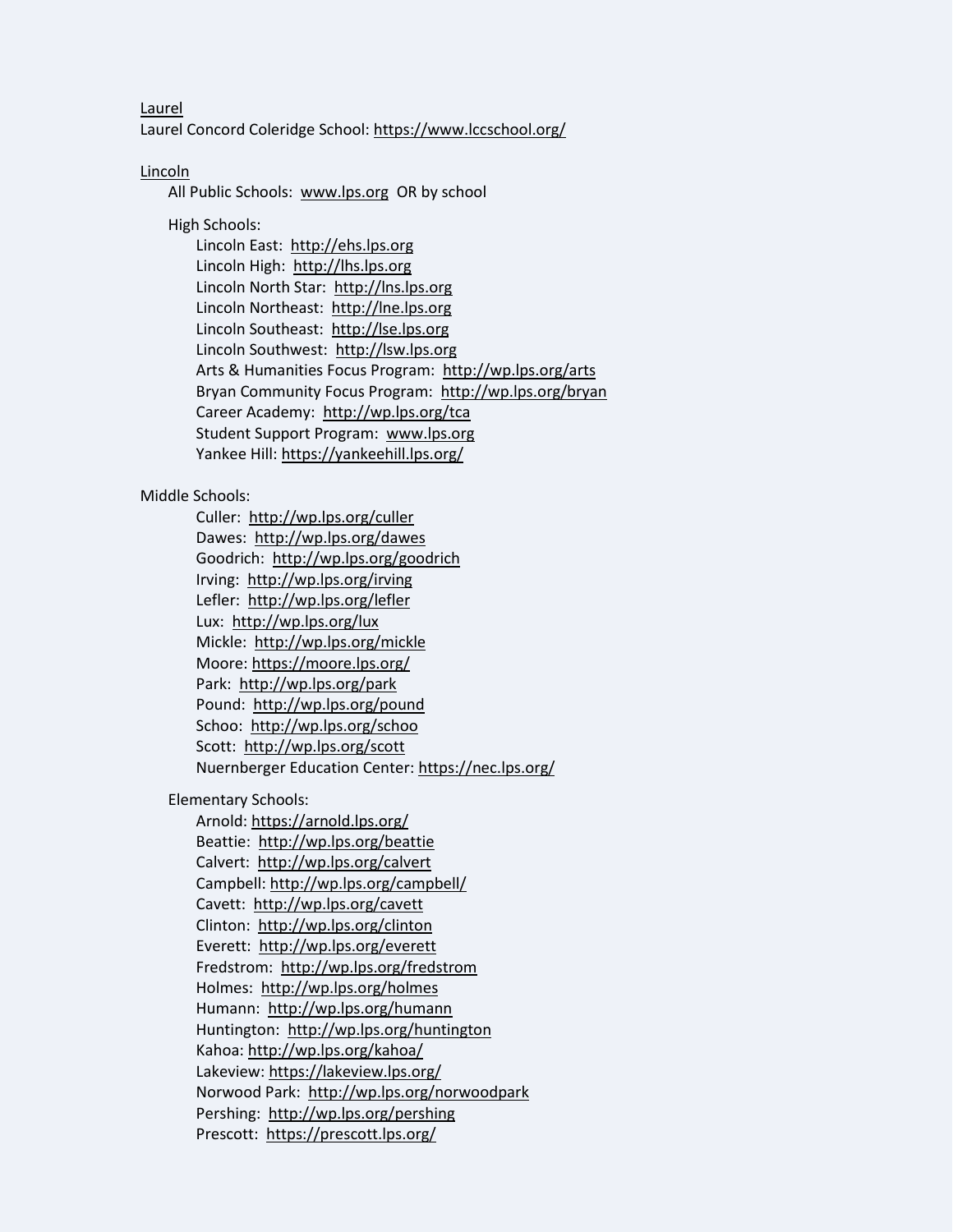<u>Laurel</u>

Laurel Concord Coleridge School: https://www.lccschool.org/

<u>Lincoln</u>

All Public Schools: www.lps.org OR by school

High Schools:

- Lincoln East: http://ehs.lps.org
- Lincoln High: http://lhs.lps.org
- Lincoln North Star: http://lns.lps.org
- Lincoln Northeast: http://lne.lps.org
- Lincoln Southeast: http://lse.lps.org
- Lincoln Southwest: http://lsw.lps.org
- Arts & Humanities Focus Program: http://wp.lps.org/arts
- Bryan Community Focus Program: http://wp.lps.org/bryan
- Career Academy: http://wp.lps.org/tca
- Student Support Program: www.lps.org
- Yankee Hill: https://yankeehill.lps.org/

Middle Schools:

- Culler: http://wp.lps.org/culler
- Dawes: http://wp.lps.org/dawes
- Goodrich: http://wp.lps.org/goodrich
- Irving: http://wp.lps.org/irving
- Lefler: http://wp.lps.org/lefler
- Lux: http://wp.lps.org/lux
- Mickle: http://wp.lps.org/mickle
- Moore: https://moore.lps.org/
- Park: http://wp.lps.org/park
- Pound: http://wp.lps.org/pound
- Schoo: http://wp.lps.org/schoo
- Scott: http://wp.lps.org/scott
- Nuernberger Education Center: https://nec.lps.org/

Elementary Schools:

- Arnold: https://arnold.lps.org/
- Beattie: http://wp.lps.org/beattie
- Calvert: http://wp.lps.org/calvert
- Campbell: http://wp.lps.org/campbell/
- Cavett: http://wp.lps.org/cavett
- Clinton: http://wp.lps.org/clinton
- Everett: http://wp.lps.org/everett
- Fredstrom: http://wp.lps.org/fredstrom
- Holmes: http://wp.lps.org/holmes
- Humann: http://wp.lps.org/humann
- Huntington: http://wp.lps.org/huntington
- Kahoa: http://wp.lps.org/kahoa/
- Lakeview: https://lakeview.lps.org/
- Norwood Park: http://wp.lps.org/norwoodpark
- Pershing: http://wp.lps.org/pershing
- Prescott: https://prescott.lps.org/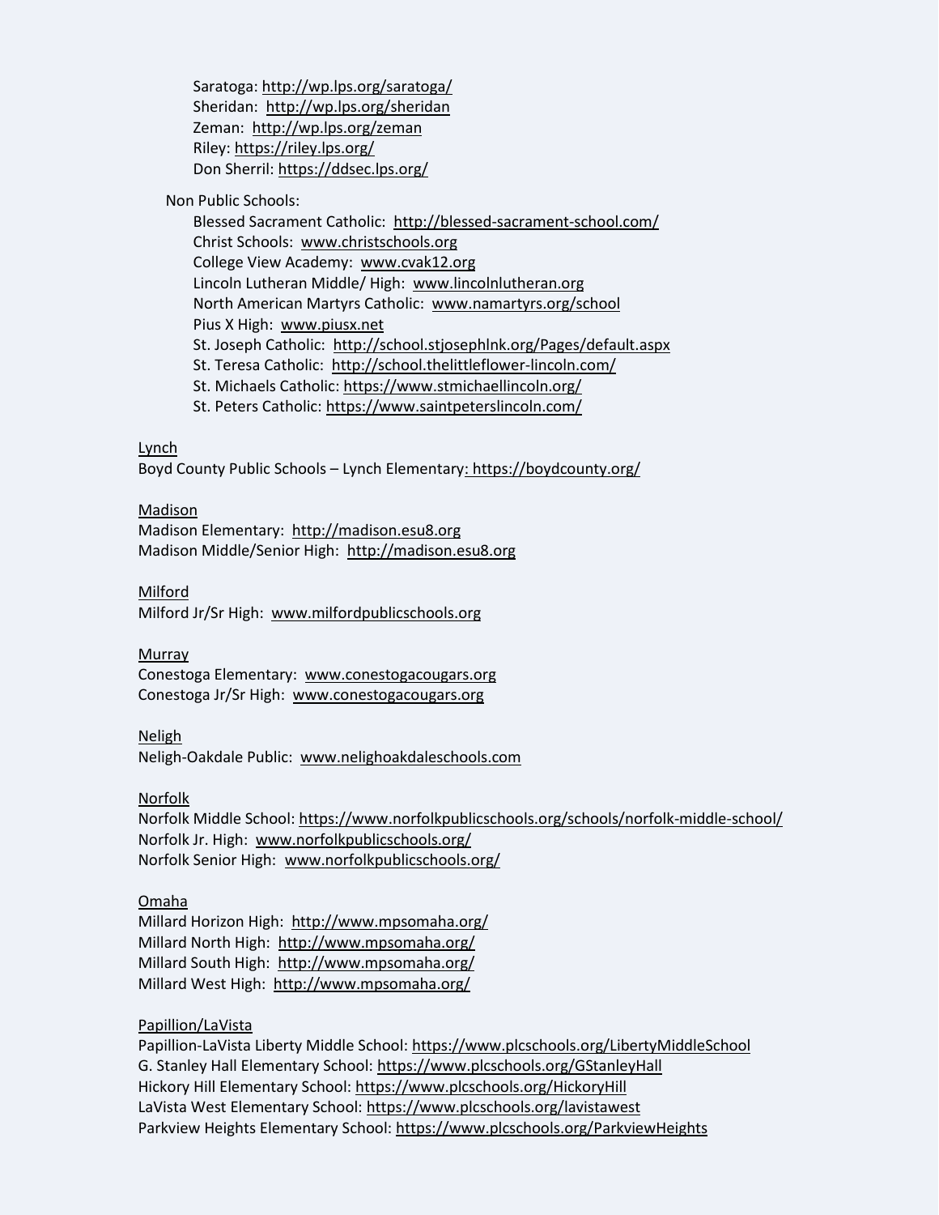- Saratoga: http://wp.lps.org/saratoga/
- Sheridan: http://wp.lps.org/sheridan
- Zeman: http://wp.lps.org/zeman
- Riley: https://riley.lps.org/
- Don Sherril: https://ddsec.lps.org/

Non Public Schools:

- Blessed Sacrament Catholic: http://blessed-sacrament-school.com/
- Christ Schools: www.christschools.org
- College View Academy: www.cvak12.org
- Lincoln Lutheran Middle/ High: www.lincolnlutheran.org
- North American Martyrs Catholic: www.namartyrs.org/school
- Pius X High: www.piusx.net
- St. Joseph Catholic: http://school.stjosephlnk.org/Pages/default.aspx
- St. Teresa Catholic: http://school.thelittleflower-lincoln.com/
- St. Michaels Catholic: https://www.stmichaellincoln.org/
- St. Peters Catholic: https://www.saintpeterslincoln.com/

Lynch

Boyd County Public Schools – Lynch Elementary: https://boydcounty.org/

Madison

Madison Elementary: http://madison.esu8.org
Madison Middle/Senior High: http://madison.esu8.org

Milford

Milford Jr/Sr High: www.milfordpublicschools.org

Murray

Conestoga Elementary: www.conestogacougars.org
Conestoga Jr/Sr High: www.conestogacougars.org

Neligh

Neligh-Oakdale Public: www.nelighoakdaleschools.com

Norfolk

Norfolk Middle School: https://www.norfolkpublicschools.org/schools/norfolk-middle-school/
Norfolk Jr. High: www.norfolkpublicschools.org/
Norfolk Senior High: www.norfolkpublicschools.org/

Omaha

Millard Horizon High: http://www.mpsomaha.org/
Millard North High: http://www.mpsomaha.org/
Millard South High: http://www.mpsomaha.org/
Millard West High: http://www.mpsomaha.org/

Papillion/LaVista

Papillion-LaVista Liberty Middle School: https://www.plcschools.org/LibertyMiddleSchool
G. Stanley Hall Elementary School: https://www.plcschools.org/GStanleyHall
Hickory Hill Elementary School: https://www.plcschools.org/HickoryHill
LaVista West Elementary School: https://www.plcschools.org/lavistawest
Parkview Heights Elementary School: https://www.plcschools.org/ParkviewHeights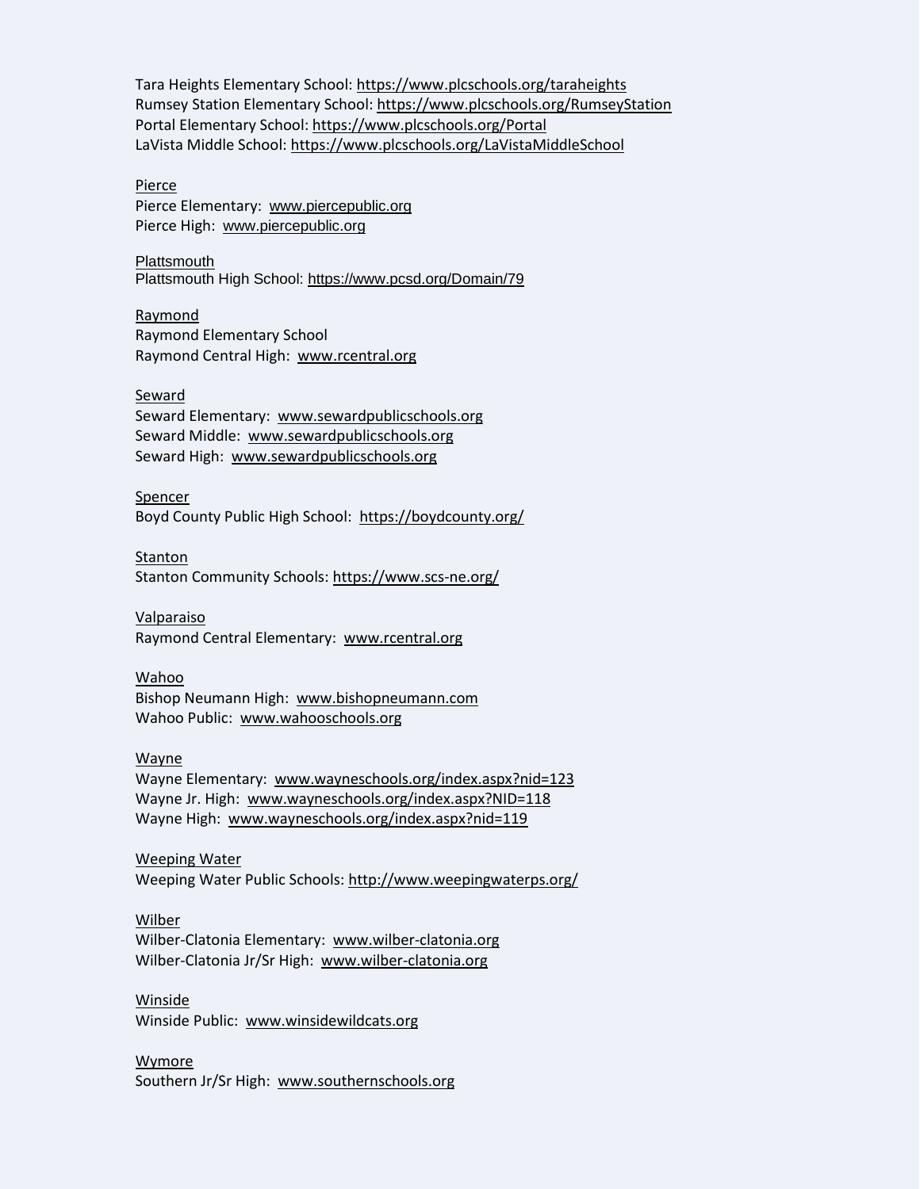Tara Heights Elementary School: https://www.plcschools.org/taraheights
Rumsey Station Elementary School: https://www.plcschools.org/RumseyStation
Portal Elementary School: https://www.plcschools.org/Portal
LaVista Middle School: https://www.plcschools.org/LaVistaMiddleSchool

Pierce
Pierce Elementary: www.piercepublic.org
Pierce High: www.piercepublic.org

Plattsmouth
Plattsmouth High School: https://www.pcsd.org/Domain/79

Raymond
Raymond Elementary School
Raymond Central High: www.rcentral.org

Seward
Seward Elementary: www.sewardpublicschools.org
Seward Middle: www.sewardpublicschools.org
Seward High: www.sewardpublicschools.org

Spencer
Boyd County Public High School: https://boydcounty.org/

Stanton
Stanton Community Schools: https://www.scs-ne.org/

Valparaiso
Raymond Central Elementary: www.rcentral.org

Wahoo
Bishop Neumann High: www.bishopneumann.com
Wahoo Public: www.wahooschools.org

Wayne
Wayne Elementary: www.wayneschools.org/index.aspx?nid=123
Wayne Jr. High: www.wayneschools.org/index.aspx?NID=118
Wayne High: www.wayneschools.org/index.aspx?nid=119

Weeping Water
Weeping Water Public Schools: http://www.weepingwaterps.org/

Wilber
Wilber-Clatonia Elementary: www.wilber-clatonia.org
Wilber-Clatonia Jr/Sr High: www.wilber-clatonia.org

Winside
Winside Public: www.winsidewildcats.org

Wymore
Southern Jr/Sr High: www.southernschools.org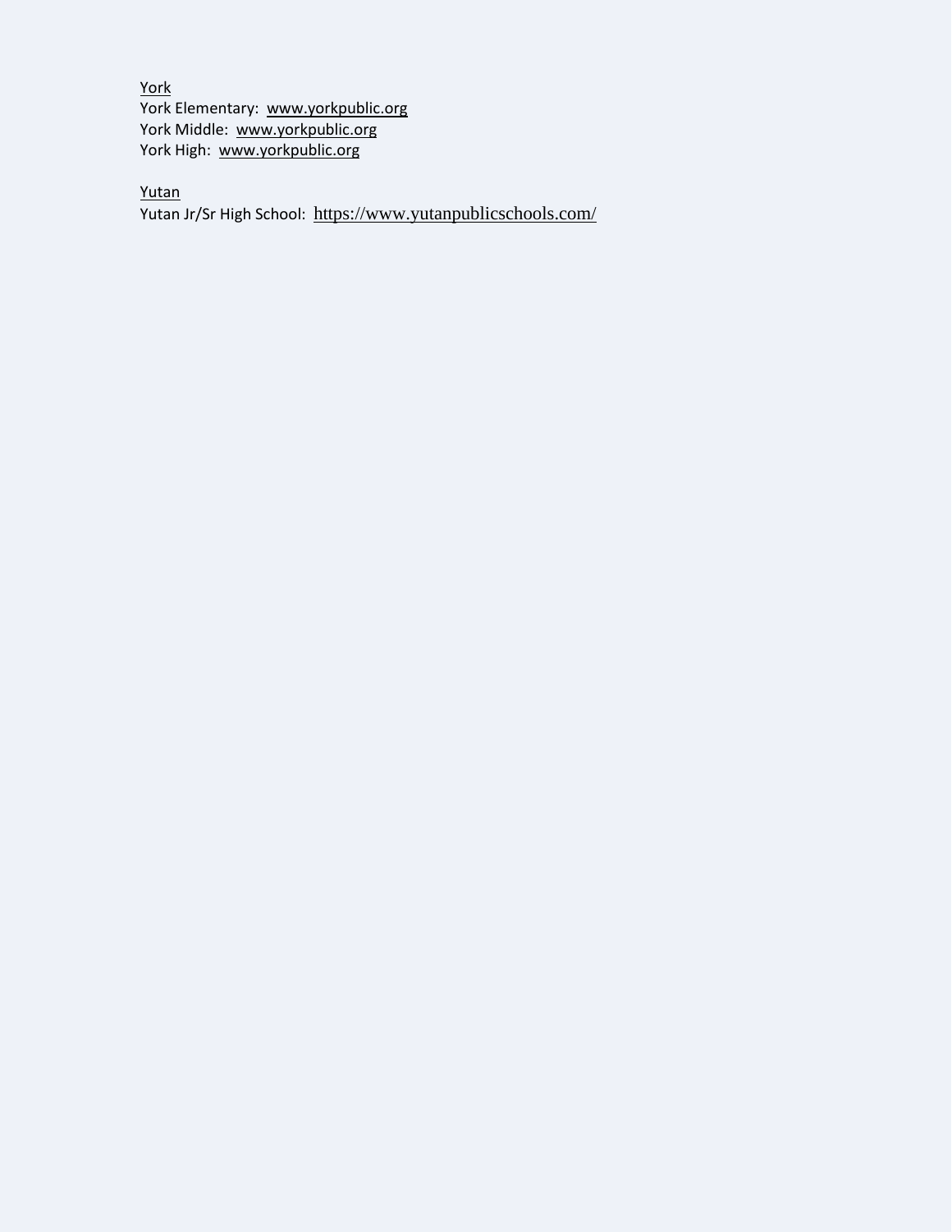York
York Elementary:  www.yorkpublic.org
York Middle:  www.yorkpublic.org
York High:  www.yorkpublic.org

Yutan
Yutan Jr/Sr High School:  https://www.yutanpublicschools.com/